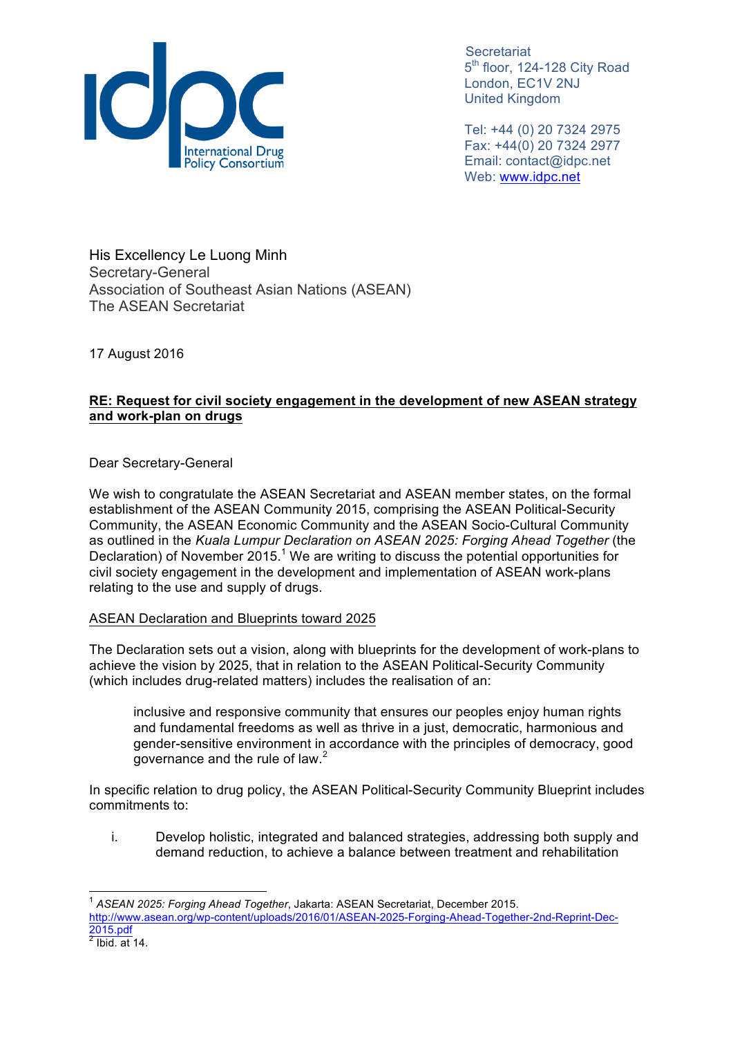idpc International Drug Policy Consortium

Secretariat
5th floor, 124-128 City Road
London, EC1V 2NJ
United Kingdom

Tel: +44 (0) 20 7324 2975
Fax: +44(0) 20 7324 2977
Email: contact@idpc.net
Web: www.idpc.net

His Excellency Le Luong Minh
Secretary-General
Association of Southeast Asian Nations (ASEAN)
The ASEAN Secretariat

17 August 2016

**RE: Request for civil society engagement in the development of new ASEAN strategy and work-plan on drugs**

Dear Secretary-General

We wish to congratulate the ASEAN Secretariat and ASEAN member states, on the formal establishment of the ASEAN Community 2015, comprising the ASEAN Political-Security Community, the ASEAN Economic Community and the ASEAN Socio-Cultural Community as outlined in the *Kuala Lumpur Declaration on ASEAN 2025: Forging Ahead Together* (the Declaration) of November 2015.[1] We are writing to discuss the potential opportunities for civil society engagement in the development and implementation of ASEAN work-plans relating to the use and supply of drugs.

ASEAN Declaration and Blueprints toward 2025

The Declaration sets out a vision, along with blueprints for the development of work-plans to achieve the vision by 2025, that in relation to the ASEAN Political-Security Community (which includes drug-related matters) includes the realisation of an:

> inclusive and responsive community that ensures our peoples enjoy human rights and fundamental freedoms as well as thrive in a just, democratic, harmonious and gender-sensitive environment in accordance with the principles of democracy, good governance and the rule of law.[2]

In specific relation to drug policy, the ASEAN Political-Security Community Blueprint includes commitments to:

i. Develop holistic, integrated and balanced strategies, addressing both supply and demand reduction, to achieve a balance between treatment and rehabilitation

---

[1] *ASEAN 2025: Forging Ahead Together*, Jakarta: ASEAN Secretariat, December 2015. http://www.asean.org/wp-content/uploads/2016/01/ASEAN-2025-Forging-Ahead-Together-2nd-Reprint-Dec-2015.pdf

[2] Ibid. at 14.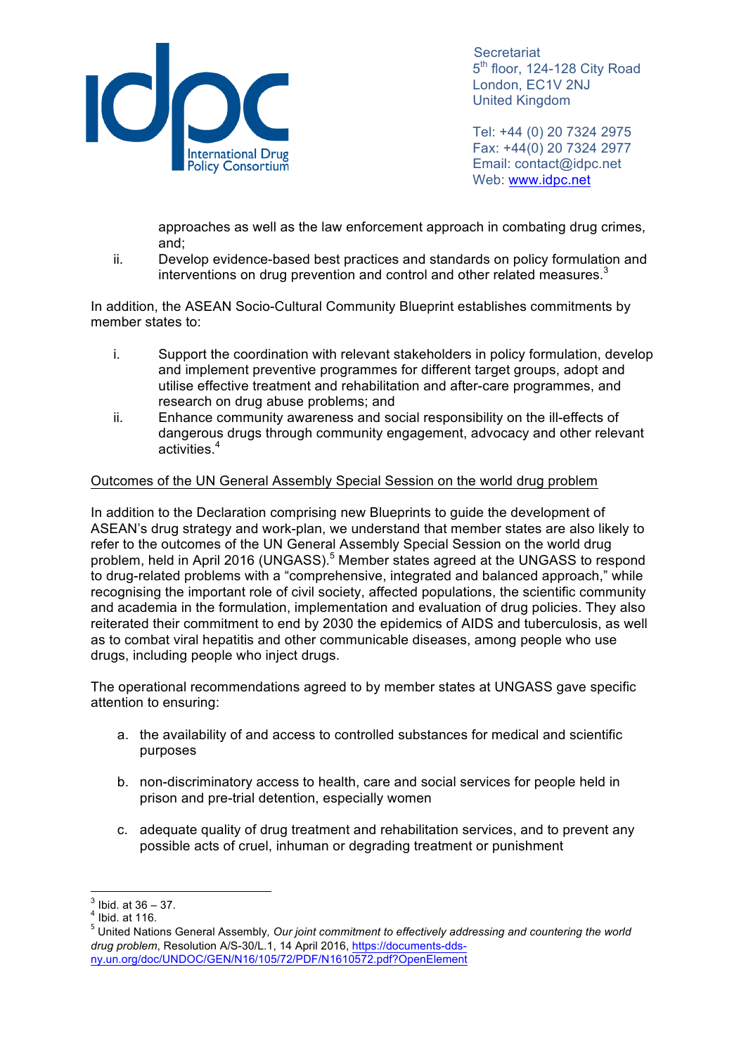approaches as well as the law enforcement approach in combating drug crimes, and;

ii. Develop evidence-based best practices and standards on policy formulation and interventions on drug prevention and control and other related measures.[3]

In addition, the ASEAN Socio-Cultural Community Blueprint establishes commitments by member states to:

i. Support the coordination with relevant stakeholders in policy formulation, develop and implement preventive programmes for different target groups, adopt and utilise effective treatment and rehabilitation and after-care programmes, and research on drug abuse problems; and

ii. Enhance community awareness and social responsibility on the ill-effects of dangerous drugs through community engagement, advocacy and other relevant activities.[4]

Outcomes of the UN General Assembly Special Session on the world drug problem

In addition to the Declaration comprising new Blueprints to guide the development of ASEAN's drug strategy and work-plan, we understand that member states are also likely to refer to the outcomes of the UN General Assembly Special Session on the world drug problem, held in April 2016 (UNGASS).[5] Member states agreed at the UNGASS to respond to drug-related problems with a "comprehensive, integrated and balanced approach," while recognising the important role of civil society, affected populations, the scientific community and academia in the formulation, implementation and evaluation of drug policies. They also reiterated their commitment to end by 2030 the epidemics of AIDS and tuberculosis, as well as to combat viral hepatitis and other communicable diseases, among people who use drugs, including people who inject drugs.

The operational recommendations agreed to by member states at UNGASS gave specific attention to ensuring:

a. the availability of and access to controlled substances for medical and scientific purposes

b. non-discriminatory access to health, care and social services for people held in prison and pre-trial detention, especially women

c. adequate quality of drug treatment and rehabilitation services, and to prevent any possible acts of cruel, inhuman or degrading treatment or punishment

---

[3] Ibid. at 36 – 37.

[4] Ibid. at 116.

[5] United Nations General Assembly, *Our joint commitment to effectively addressing and countering the world drug problem*, Resolution A/S-30/L.1, 14 April 2016, https://documents-dds-ny.un.org/doc/UNDOC/GEN/N16/105/72/PDF/N1610572.pdf?OpenElement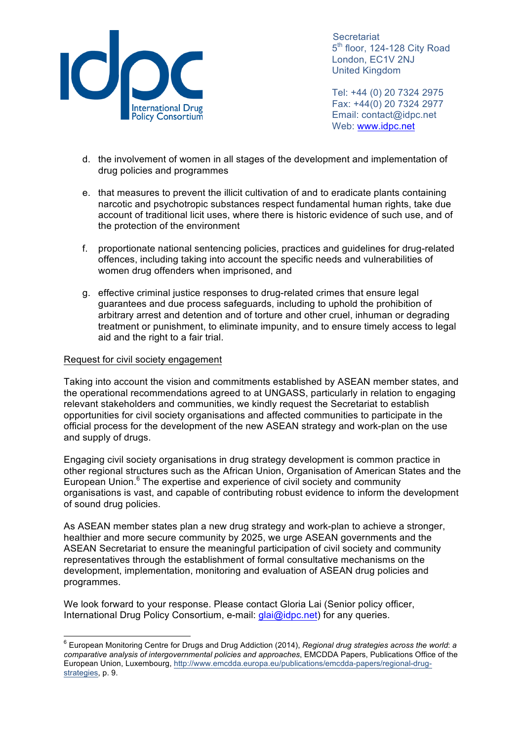d. the involvement of women in all stages of the development and implementation of drug policies and programmes

e. that measures to prevent the illicit cultivation of and to eradicate plants containing narcotic and psychotropic substances respect fundamental human rights, take due account of traditional licit uses, where there is historic evidence of such use, and of the protection of the environment

f. proportionate national sentencing policies, practices and guidelines for drug-related offences, including taking into account the specific needs and vulnerabilities of women drug offenders when imprisoned, and

g. effective criminal justice responses to drug-related crimes that ensure legal guarantees and due process safeguards, including to uphold the prohibition of arbitrary arrest and detention and of torture and other cruel, inhuman or degrading treatment or punishment, to eliminate impunity, and to ensure timely access to legal aid and the right to a fair trial.

Request for civil society engagement

Taking into account the vision and commitments established by ASEAN member states, and the operational recommendations agreed to at UNGASS, particularly in relation to engaging relevant stakeholders and communities, we kindly request the Secretariat to establish opportunities for civil society organisations and affected communities to participate in the official process for the development of the new ASEAN strategy and work-plan on the use and supply of drugs.

Engaging civil society organisations in drug strategy development is common practice in other regional structures such as the African Union, Organisation of American States and the European Union.[6] The expertise and experience of civil society and community organisations is vast, and capable of contributing robust evidence to inform the development of sound drug policies.

As ASEAN member states plan a new drug strategy and work-plan to achieve a stronger, healthier and more secure community by 2025, we urge ASEAN governments and the ASEAN Secretariat to ensure the meaningful participation of civil society and community representatives through the establishment of formal consultative mechanisms on the development, implementation, monitoring and evaluation of ASEAN drug policies and programmes.

We look forward to your response. Please contact Gloria Lai (Senior policy officer, International Drug Policy Consortium, e-mail: glai@idpc.net) for any queries.

---

[6] European Monitoring Centre for Drugs and Drug Addiction (2014), *Regional drug strategies across the world: a comparative analysis of intergovernmental policies and approaches*, EMCDDA Papers, Publications Office of the European Union, Luxembourg, http://www.emcdda.europa.eu/publications/emcdda-papers/regional-drug-strategies, p. 9.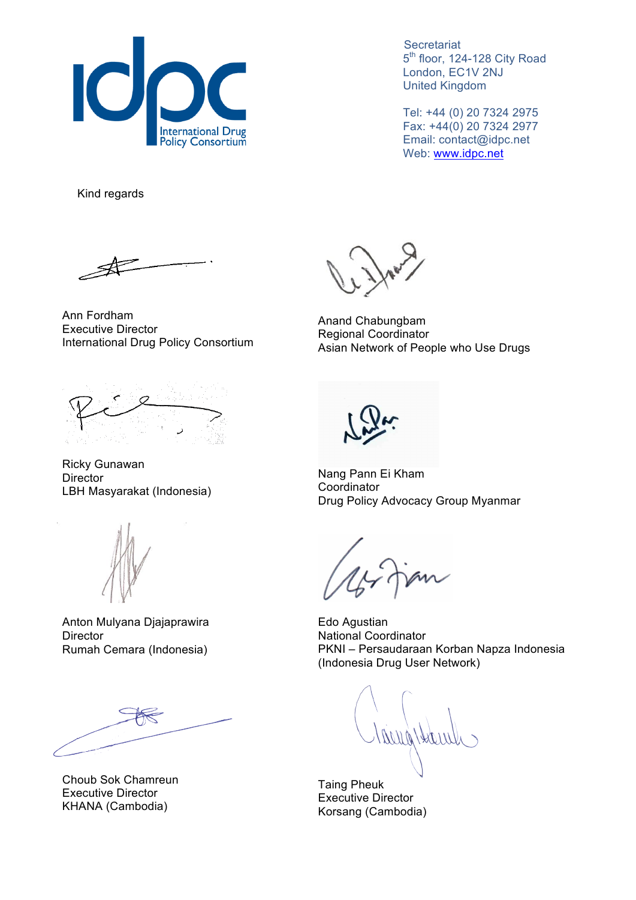Secretariat
5th floor, 124-128 City Road
London, EC1V 2NJ
United Kingdom

Tel: +44 (0) 20 7324 2975
Fax: +44(0) 20 7324 2977
Email: contact@idpc.net
Web: www.idpc.net

Kind regards

Ann Fordham
Executive Director
International Drug Policy Consortium

Anand Chabungbam
Regional Coordinator
Asian Network of People who Use Drugs

Ricky Gunawan
Director
LBH Masyarakat (Indonesia)

Nang Pann Ei Kham
Coordinator
Drug Policy Advocacy Group Myanmar

Anton Mulyana Djajaprawira
Director
Rumah Cemara (Indonesia)

Edo Agustian
National Coordinator
PKNI – Persaudaraan Korban Napza Indonesia
(Indonesia Drug User Network)

Choub Sok Chamreun
Executive Director
KHANA (Cambodia)

Taing Pheuk
Executive Director
Korsang (Cambodia)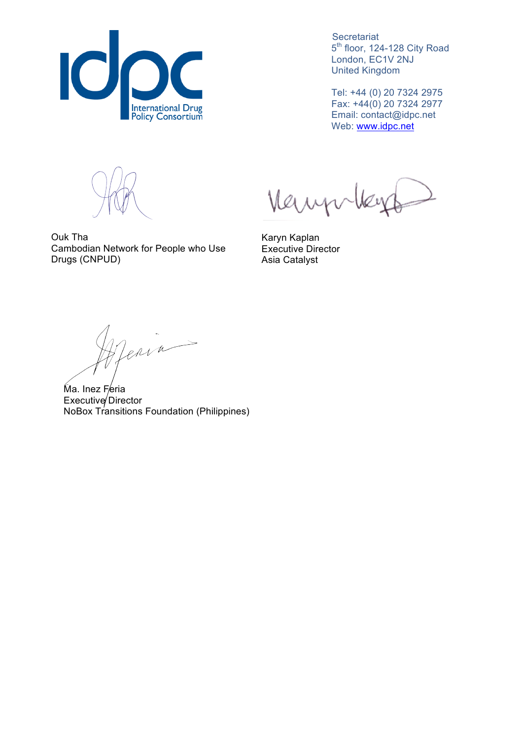Secretariat
5th floor, 124-128 City Road
London, EC1V 2NJ
United Kingdom

Tel: +44 (0) 20 7324 2975
Fax: +44(0) 20 7324 2977
Email: contact@idpc.net
Web: www.idpc.net

Ouk Tha
Cambodian Network for People who Use Drugs (CNPUD)

Karyn Kaplan
Executive Director
Asia Catalyst

Ma. Inez Feria
Executive Director
NoBox Transitions Foundation (Philippines)